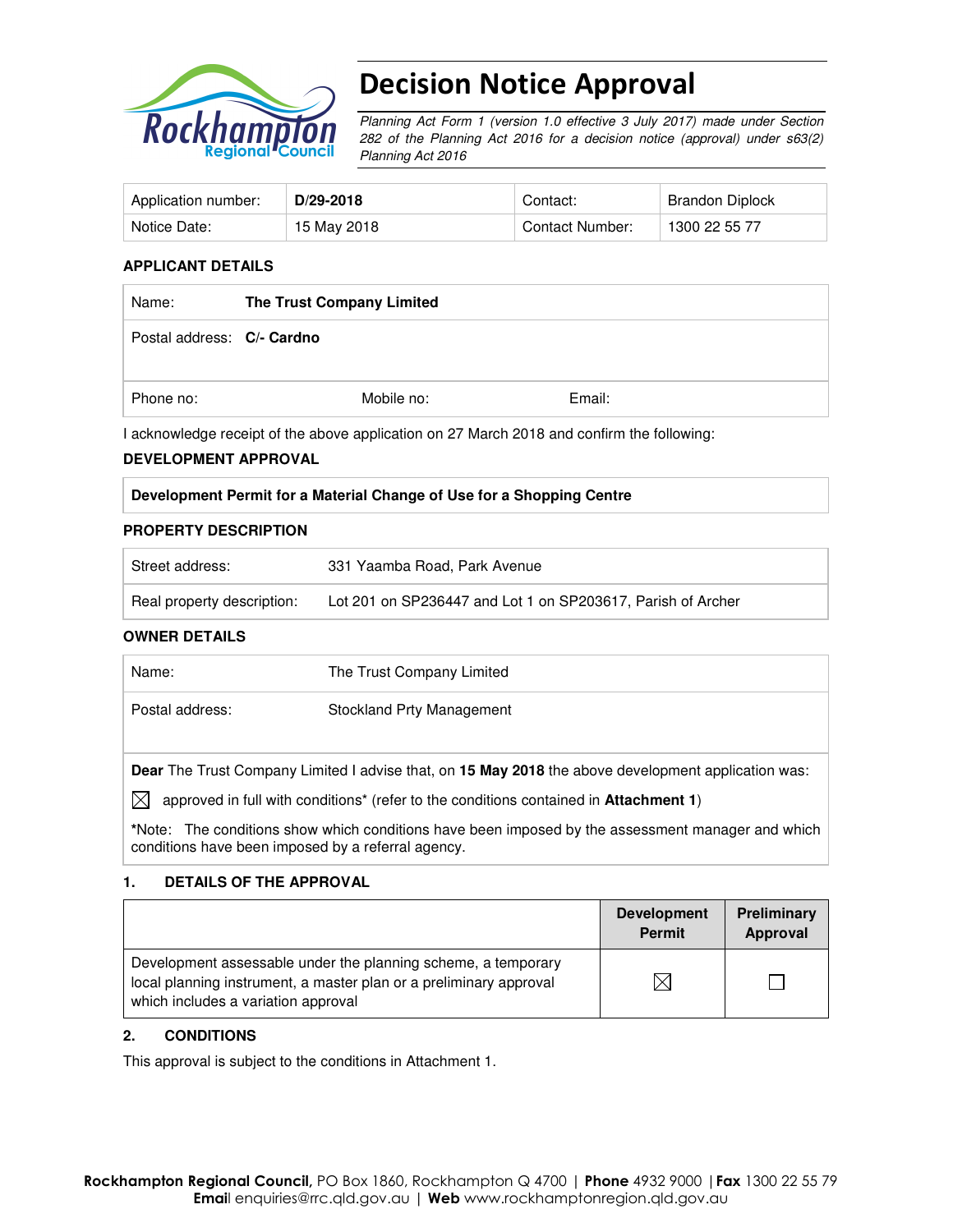# Decision Notice Approval

*Planning Act Form 1 (version 1.0 effective 3 July 2017) made under Section 282 of the Planning Act 2016 for a decision notice (approval) under s63(2) Planning Act 2016*

| Application number: | **D/29-2018** | Contact: | Brandon Diplock |
|---|---|---|---|
| Notice Date: | 15 May 2018 | Contact Number: | 1300 22 55 77 |

**APPLICANT DETAILS**

| Name: | **The Trust Company Limited** | |
|---|---|---|
| Postal address: | **C/- Cardno** | |
| Phone no: | Mobile no: | Email: |

I acknowledge receipt of the above application on 27 March 2018 and confirm the following:

**DEVELOPMENT APPROVAL**

| **Development Permit for a Material Change of Use for a Shopping Centre** |
|---|

**PROPERTY DESCRIPTION**

| Street address: | 331 Yaamba Road, Park Avenue |
|---|---|
| Real property description: | Lot 201 on SP236447 and Lot 1 on SP203617, Parish of Archer |

**OWNER DETAILS**

| Name: | The Trust Company Limited |
|---|---|
| Postal address: | Stockland Prty Management |

**Dear** The Trust Company Limited I advise that, on **15 May 2018** the above development application was:

☒ approved in full with conditions* (refer to the conditions contained in **Attachment 1**)

*Note: The conditions show which conditions have been imposed by the assessment manager and which conditions have been imposed by a referral agency.

## 1. DETAILS OF THE APPROVAL

| | Development Permit | Preliminary Approval |
|---|---|---|
| Development assessable under the planning scheme, a temporary local planning instrument, a master plan or a preliminary approval which includes a variation approval | ☒ | ☐ |

## 2. CONDITIONS

This approval is subject to the conditions in Attachment 1.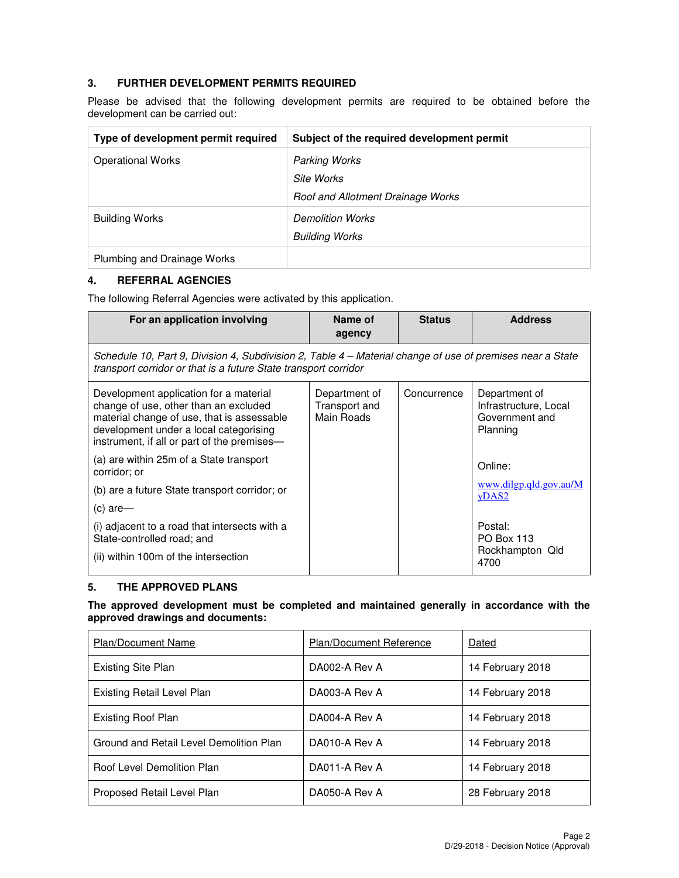### 3. FURTHER DEVELOPMENT PERMITS REQUIRED

Please be advised that the following development permits are required to be obtained before the development can be carried out:

| Type of development permit required | Subject of the required development permit |
|---|---|
| Operational Works | *Parking Works*<br>*Site Works*<br>*Roof and Allotment Drainage Works* |
| Building Works | *Demolition Works*<br>*Building Works* |
| Plumbing and Drainage Works | |

### 4. REFERRAL AGENCIES

The following Referral Agencies were activated by this application.

| For an application involving | Name of agency | Status | Address |
|---|---|---|---|
| *Schedule 10, Part 9, Division 4, Subdivision 2, Table 4 – Material change of use of premises near a State transport corridor or that is a future State transport corridor* | | | |
| Development application for a material change of use, other than an excluded material change of use, that is assessable development under a local categorising instrument, if all or part of the premises—<br>(a) are within 25m of a State transport corridor; or<br>(b) are a future State transport corridor; or<br>(c) are—<br>(i) adjacent to a road that intersects with a State-controlled road; and<br>(ii) within 100m of the intersection | Department of Transport and Main Roads | Concurrence | Department of Infrastructure, Local Government and Planning<br><br>Online:<br>www.dilgp.qld.gov.au/MyDAS2<br><br>Postal:<br>PO Box 113<br>Rockhampton Qld 4700 |

### 5. THE APPROVED PLANS

**The approved development must be completed and maintained generally in accordance with the approved drawings and documents:**

| Plan/Document Name | Plan/Document Reference | Dated |
|---|---|---|
| Existing Site Plan | DA002-A Rev A | 14 February 2018 |
| Existing Retail Level Plan | DA003-A Rev A | 14 February 2018 |
| Existing Roof Plan | DA004-A Rev A | 14 February 2018 |
| Ground and Retail Level Demolition Plan | DA010-A Rev A | 14 February 2018 |
| Roof Level Demolition Plan | DA011-A Rev A | 14 February 2018 |
| Proposed Retail Level Plan | DA050-A Rev A | 28 February 2018 |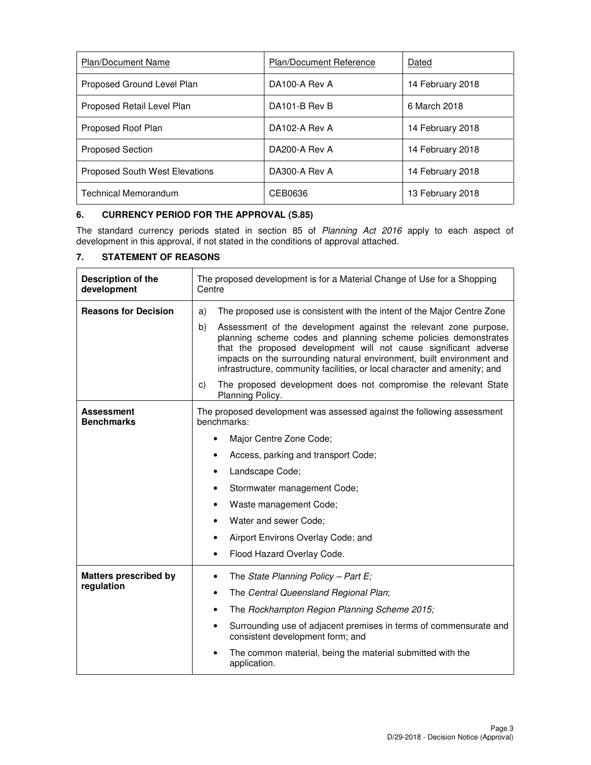| Plan/Document Name | Plan/Document Reference | Dated |
|---|---|---|
| Proposed Ground Level Plan | DA100-A Rev A | 14 February 2018 |
| Proposed Retail Level Plan | DA101-B Rev B | 6 March 2018 |
| Proposed Roof Plan | DA102-A Rev A | 14 February 2018 |
| Proposed Section | DA200-A Rev A | 14 February 2018 |
| Proposed South West Elevations | DA300-A Rev A | 14 February 2018 |
| Technical Memorandum | CEB0636 | 13 February 2018 |

## 6. CURRENCY PERIOD FOR THE APPROVAL (S.85)

The standard currency periods stated in section 85 of *Planning Act 2016* apply to each aspect of development in this approval, if not stated in the conditions of approval attached.

## 7. STATEMENT OF REASONS

| | |
|---|---|
| **Description of the development** | The proposed development is for a Material Change of Use for a Shopping Centre |
| **Reasons for Decision** | a) The proposed use is consistent with the intent of the Major Centre Zone<br>b) Assessment of the development against the relevant zone purpose, planning scheme codes and planning scheme policies demonstrates that the proposed development will not cause significant adverse impacts on the surrounding natural environment, built environment and infrastructure, community facilities, or local character and amenity; and<br>c) The proposed development does not compromise the relevant State Planning Policy. |
| **Assessment Benchmarks** | The proposed development was assessed against the following assessment benchmarks:<br>• Major Centre Zone Code;<br>• Access, parking and transport Code;<br>• Landscape Code;<br>• Stormwater management Code;<br>• Waste management Code;<br>• Water and sewer Code;<br>• Airport Environs Overlay Code; and<br>• Flood Hazard Overlay Code. |
| **Matters prescribed by regulation** | • The *State Planning Policy – Part E;*<br>• The *Central Queensland Regional Plan*;<br>• The *Rockhampton Region Planning Scheme 2015;*<br>• Surrounding use of adjacent premises in terms of commensurate and consistent development form; and<br>• The common material, being the material submitted with the application. |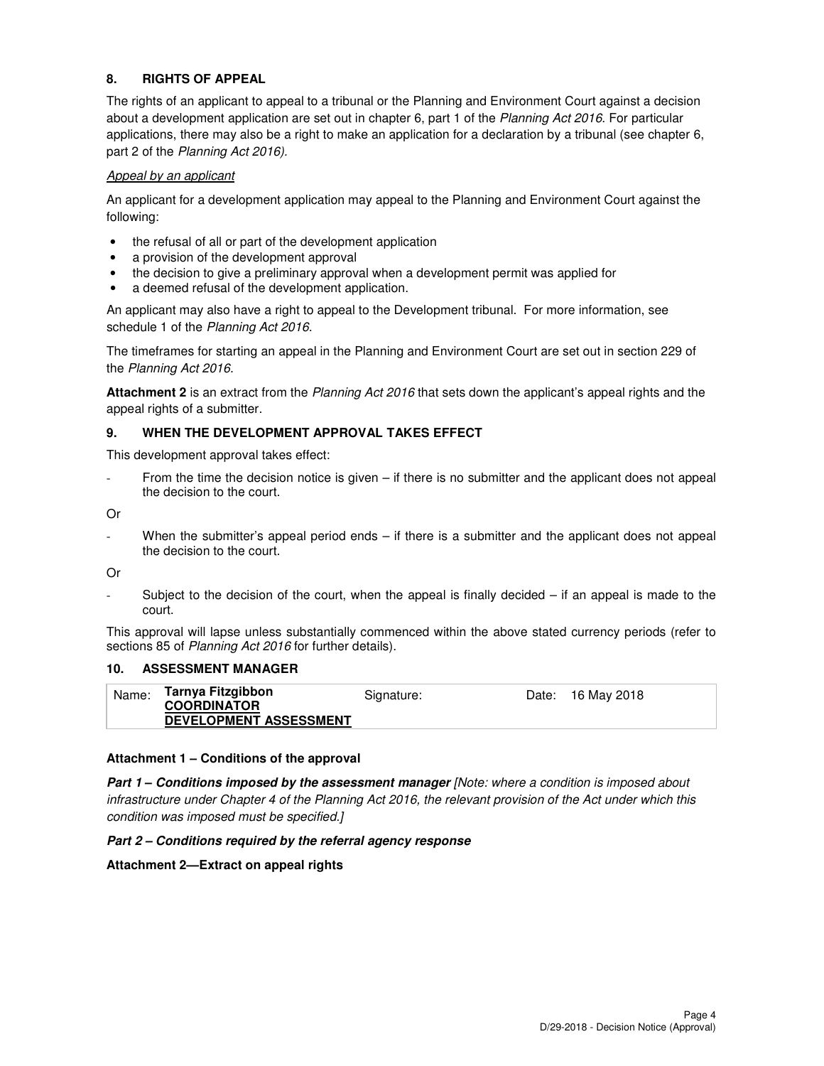## 8. RIGHTS OF APPEAL

The rights of an applicant to appeal to a tribunal or the Planning and Environment Court against a decision about a development application are set out in chapter 6, part 1 of the *Planning Act 2016*. For particular applications, there may also be a right to make an application for a declaration by a tribunal (see chapter 6, part 2 of the *Planning Act 2016).*

*Appeal by an applicant*

An applicant for a development application may appeal to the Planning and Environment Court against the following:

- the refusal of all or part of the development application
- a provision of the development approval
- the decision to give a preliminary approval when a development permit was applied for
- a deemed refusal of the development application.

An applicant may also have a right to appeal to the Development tribunal. For more information, see schedule 1 of the *Planning Act 2016*.

The timeframes for starting an appeal in the Planning and Environment Court are set out in section 229 of the *Planning Act 2016*.

**Attachment 2** is an extract from the *Planning Act 2016* that sets down the applicant's appeal rights and the appeal rights of a submitter.

## 9. WHEN THE DEVELOPMENT APPROVAL TAKES EFFECT

This development approval takes effect:

- From the time the decision notice is given – if there is no submitter and the applicant does not appeal the decision to the court.

Or

- When the submitter's appeal period ends – if there is a submitter and the applicant does not appeal the decision to the court.

Or

- Subject to the decision of the court, when the appeal is finally decided – if an appeal is made to the court.

This approval will lapse unless substantially commenced within the above stated currency periods (refer to sections 85 of *Planning Act 2016* for further details).

## 10. ASSESSMENT MANAGER

| Name: | **Tarnya Fitzgibbon** **COORDINATOR DEVELOPMENT ASSESSMENT** | Signature: | Date: 16 May 2018 |
|---|---|---|---|

**Attachment 1 – Conditions of the approval**

***Part 1 – Conditions imposed by the assessment manager*** *[Note: where a condition is imposed about infrastructure under Chapter 4 of the Planning Act 2016, the relevant provision of the Act under which this condition was imposed must be specified.]*

***Part 2 – Conditions required by the referral agency response***

**Attachment 2—Extract on appeal rights**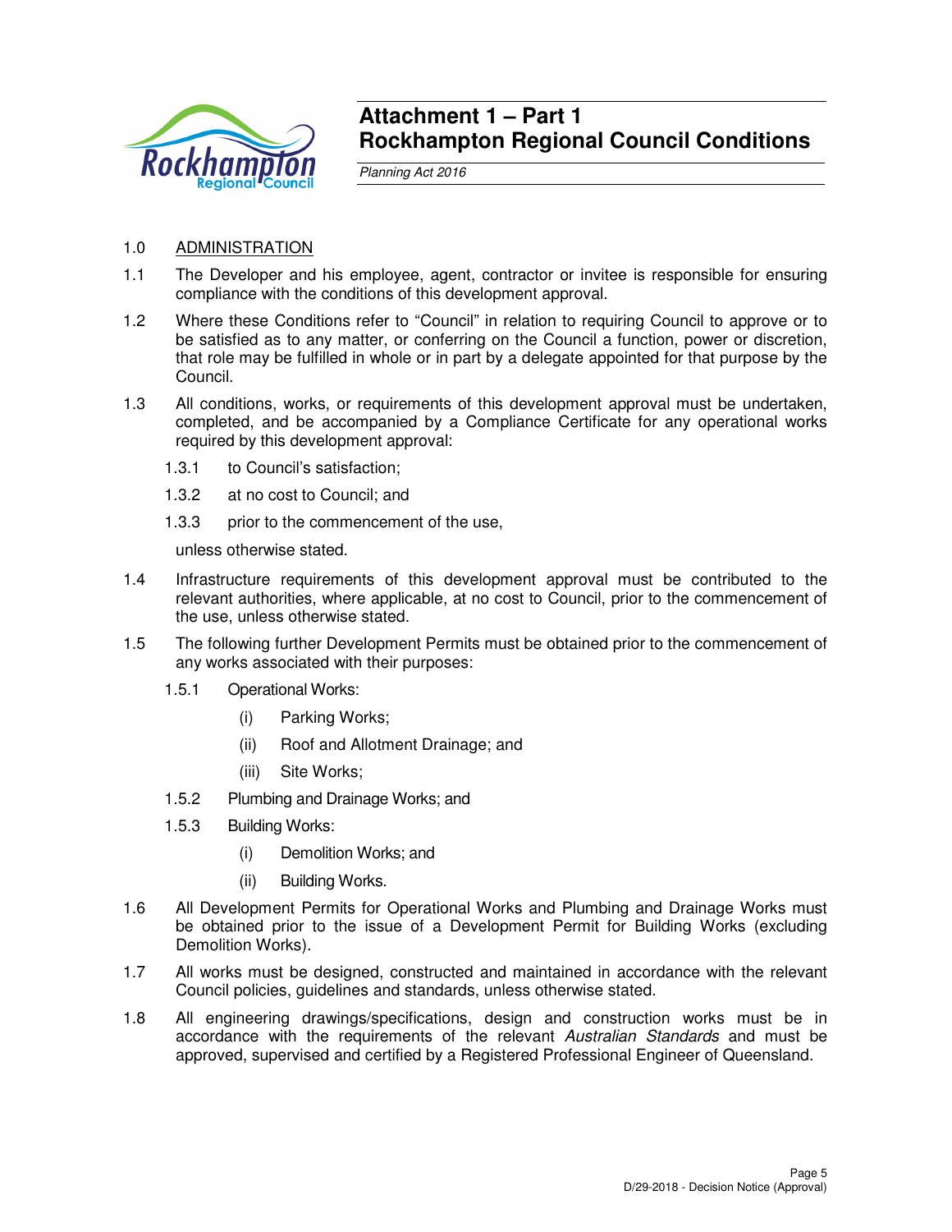# Attachment 1 – Part 1
# Rockhampton Regional Council Conditions

*Planning Act 2016*

1.0 ADMINISTRATION

1.1 The Developer and his employee, agent, contractor or invitee is responsible for ensuring compliance with the conditions of this development approval.

1.2 Where these Conditions refer to "Council" in relation to requiring Council to approve or to be satisfied as to any matter, or conferring on the Council a function, power or discretion, that role may be fulfilled in whole or in part by a delegate appointed for that purpose by the Council.

1.3 All conditions, works, or requirements of this development approval must be undertaken, completed, and be accompanied by a Compliance Certificate for any operational works required by this development approval:

  1.3.1 to Council's satisfaction;

  1.3.2 at no cost to Council; and

  1.3.3 prior to the commencement of the use,

  unless otherwise stated.

1.4 Infrastructure requirements of this development approval must be contributed to the relevant authorities, where applicable, at no cost to Council, prior to the commencement of the use, unless otherwise stated.

1.5 The following further Development Permits must be obtained prior to the commencement of any works associated with their purposes:

  1.5.1 Operational Works:

    (i) Parking Works;

    (ii) Roof and Allotment Drainage; and

    (iii) Site Works;

  1.5.2 Plumbing and Drainage Works; and

  1.5.3 Building Works:

    (i) Demolition Works; and

    (ii) Building Works.

1.6 All Development Permits for Operational Works and Plumbing and Drainage Works must be obtained prior to the issue of a Development Permit for Building Works (excluding Demolition Works).

1.7 All works must be designed, constructed and maintained in accordance with the relevant Council policies, guidelines and standards, unless otherwise stated.

1.8 All engineering drawings/specifications, design and construction works must be in accordance with the requirements of the relevant *Australian Standards* and must be approved, supervised and certified by a Registered Professional Engineer of Queensland.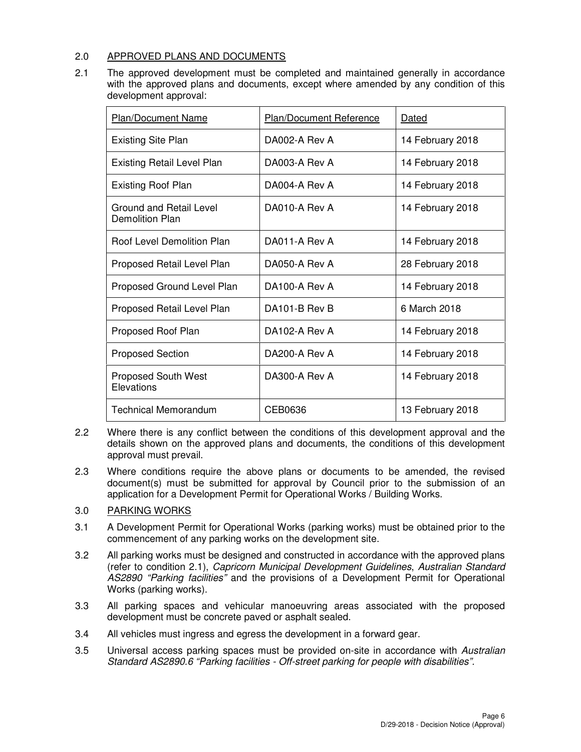## 2.0 APPROVED PLANS AND DOCUMENTS

2.1 The approved development must be completed and maintained generally in accordance with the approved plans and documents, except where amended by any condition of this development approval:

| Plan/Document Name | Plan/Document Reference | Dated |
|---|---|---|
| Existing Site Plan | DA002-A Rev A | 14 February 2018 |
| Existing Retail Level Plan | DA003-A Rev A | 14 February 2018 |
| Existing Roof Plan | DA004-A Rev A | 14 February 2018 |
| Ground and Retail Level Demolition Plan | DA010-A Rev A | 14 February 2018 |
| Roof Level Demolition Plan | DA011-A Rev A | 14 February 2018 |
| Proposed Retail Level Plan | DA050-A Rev A | 28 February 2018 |
| Proposed Ground Level Plan | DA100-A Rev A | 14 February 2018 |
| Proposed Retail Level Plan | DA101-B Rev B | 6 March 2018 |
| Proposed Roof Plan | DA102-A Rev A | 14 February 2018 |
| Proposed Section | DA200-A Rev A | 14 February 2018 |
| Proposed South West Elevations | DA300-A Rev A | 14 February 2018 |
| Technical Memorandum | CEB0636 | 13 February 2018 |

2.2 Where there is any conflict between the conditions of this development approval and the details shown on the approved plans and documents, the conditions of this development approval must prevail.

2.3 Where conditions require the above plans or documents to be amended, the revised document(s) must be submitted for approval by Council prior to the submission of an application for a Development Permit for Operational Works / Building Works.

## 3.0 PARKING WORKS

3.1 A Development Permit for Operational Works (parking works) must be obtained prior to the commencement of any parking works on the development site.

3.2 All parking works must be designed and constructed in accordance with the approved plans (refer to condition 2.1), *Capricorn Municipal Development Guidelines*, *Australian Standard AS2890 "Parking facilities"* and the provisions of a Development Permit for Operational Works (parking works).

3.3 All parking spaces and vehicular manoeuvring areas associated with the proposed development must be concrete paved or asphalt sealed.

3.4 All vehicles must ingress and egress the development in a forward gear.

3.5 Universal access parking spaces must be provided on-site in accordance with *Australian Standard AS2890.6 "Parking facilities - Off-street parking for people with disabilities"*.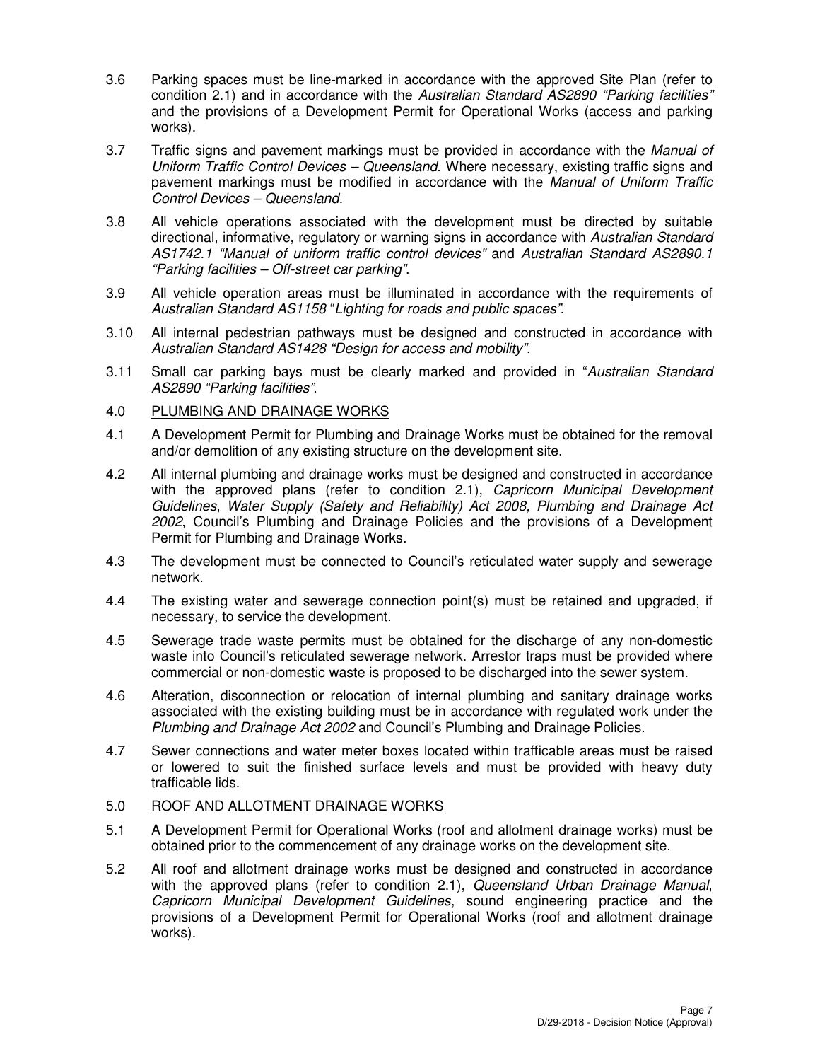3.6 Parking spaces must be line-marked in accordance with the approved Site Plan (refer to condition 2.1) and in accordance with the *Australian Standard AS2890 "Parking facilities"* and the provisions of a Development Permit for Operational Works (access and parking works).

3.7 Traffic signs and pavement markings must be provided in accordance with the *Manual of Uniform Traffic Control Devices – Queensland*. Where necessary, existing traffic signs and pavement markings must be modified in accordance with the *Manual of Uniform Traffic Control Devices – Queensland*.

3.8 All vehicle operations associated with the development must be directed by suitable directional, informative, regulatory or warning signs in accordance with *Australian Standard AS1742.1 "Manual of uniform traffic control devices"* and *Australian Standard AS2890.1 "Parking facilities – Off-street car parking"*.

3.9 All vehicle operation areas must be illuminated in accordance with the requirements of *Australian Standard AS1158* "*Lighting for roads and public spaces"*.

3.10 All internal pedestrian pathways must be designed and constructed in accordance with *Australian Standard AS1428 "Design for access and mobility"*.

3.11 Small car parking bays must be clearly marked and provided in "*Australian Standard AS2890 "Parking facilities"*.

4.0 <u>PLUMBING AND DRAINAGE WORKS</u>

4.1 A Development Permit for Plumbing and Drainage Works must be obtained for the removal and/or demolition of any existing structure on the development site.

4.2 All internal plumbing and drainage works must be designed and constructed in accordance with the approved plans (refer to condition 2.1), *Capricorn Municipal Development Guidelines*, *Water Supply (Safety and Reliability) Act 2008, Plumbing and Drainage Act 2002*, Council's Plumbing and Drainage Policies and the provisions of a Development Permit for Plumbing and Drainage Works.

4.3 The development must be connected to Council's reticulated water supply and sewerage network.

4.4 The existing water and sewerage connection point(s) must be retained and upgraded, if necessary, to service the development.

4.5 Sewerage trade waste permits must be obtained for the discharge of any non-domestic waste into Council's reticulated sewerage network. Arrestor traps must be provided where commercial or non-domestic waste is proposed to be discharged into the sewer system.

4.6 Alteration, disconnection or relocation of internal plumbing and sanitary drainage works associated with the existing building must be in accordance with regulated work under the *Plumbing and Drainage Act 2002* and Council's Plumbing and Drainage Policies.

4.7 Sewer connections and water meter boxes located within trafficable areas must be raised or lowered to suit the finished surface levels and must be provided with heavy duty trafficable lids.

5.0 <u>ROOF AND ALLOTMENT DRAINAGE WORKS</u>

5.1 A Development Permit for Operational Works (roof and allotment drainage works) must be obtained prior to the commencement of any drainage works on the development site.

5.2 All roof and allotment drainage works must be designed and constructed in accordance with the approved plans (refer to condition 2.1), *Queensland Urban Drainage Manual*, *Capricorn Municipal Development Guidelines*, sound engineering practice and the provisions of a Development Permit for Operational Works (roof and allotment drainage works).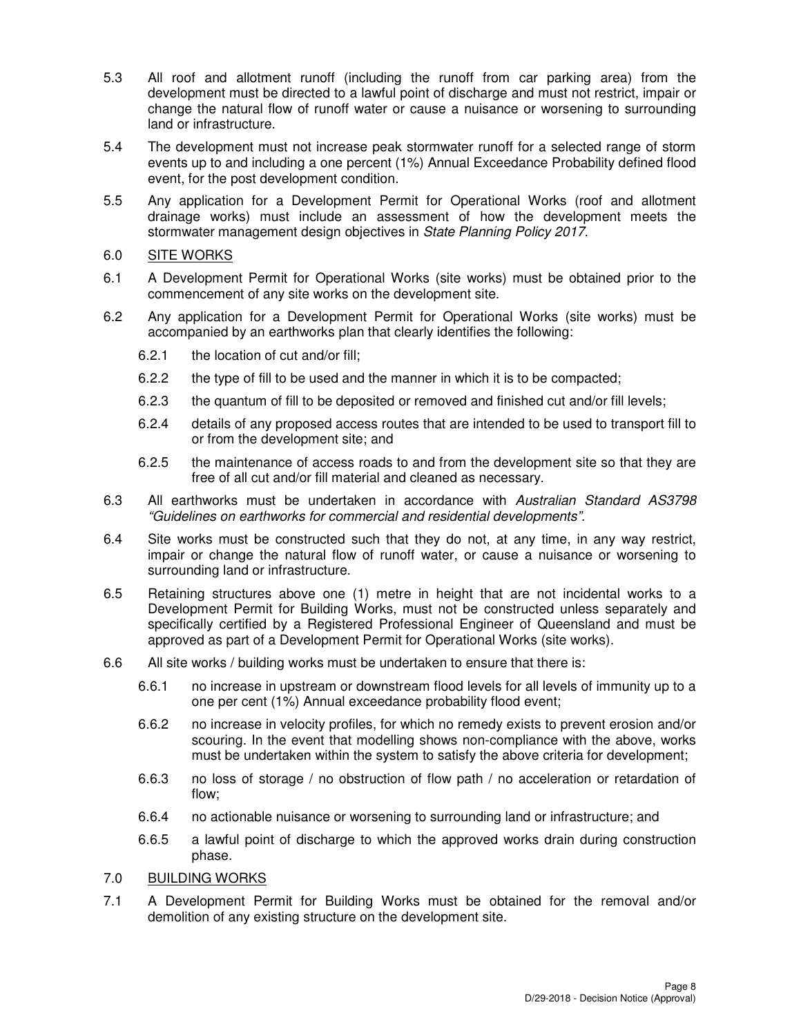5.3 All roof and allotment runoff (including the runoff from car parking area) from the development must be directed to a lawful point of discharge and must not restrict, impair or change the natural flow of runoff water or cause a nuisance or worsening to surrounding land or infrastructure.

5.4 The development must not increase peak stormwater runoff for a selected range of storm events up to and including a one percent (1%) Annual Exceedance Probability defined flood event, for the post development condition.

5.5 Any application for a Development Permit for Operational Works (roof and allotment drainage works) must include an assessment of how the development meets the stormwater management design objectives in *State Planning Policy 2017*.

6.0 SITE WORKS

6.1 A Development Permit for Operational Works (site works) must be obtained prior to the commencement of any site works on the development site.

6.2 Any application for a Development Permit for Operational Works (site works) must be accompanied by an earthworks plan that clearly identifies the following:

6.2.1 the location of cut and/or fill;

6.2.2 the type of fill to be used and the manner in which it is to be compacted;

6.2.3 the quantum of fill to be deposited or removed and finished cut and/or fill levels;

6.2.4 details of any proposed access routes that are intended to be used to transport fill to or from the development site; and

6.2.5 the maintenance of access roads to and from the development site so that they are free of all cut and/or fill material and cleaned as necessary.

6.3 All earthworks must be undertaken in accordance with *Australian Standard AS3798 "Guidelines on earthworks for commercial and residential developments"*.

6.4 Site works must be constructed such that they do not, at any time, in any way restrict, impair or change the natural flow of runoff water, or cause a nuisance or worsening to surrounding land or infrastructure.

6.5 Retaining structures above one (1) metre in height that are not incidental works to a Development Permit for Building Works, must not be constructed unless separately and specifically certified by a Registered Professional Engineer of Queensland and must be approved as part of a Development Permit for Operational Works (site works).

6.6 All site works / building works must be undertaken to ensure that there is:

6.6.1 no increase in upstream or downstream flood levels for all levels of immunity up to a one per cent (1%) Annual exceedance probability flood event;

6.6.2 no increase in velocity profiles, for which no remedy exists to prevent erosion and/or scouring. In the event that modelling shows non-compliance with the above, works must be undertaken within the system to satisfy the above criteria for development;

6.6.3 no loss of storage / no obstruction of flow path / no acceleration or retardation of flow;

6.6.4 no actionable nuisance or worsening to surrounding land or infrastructure; and

6.6.5 a lawful point of discharge to which the approved works drain during construction phase.

7.0 BUILDING WORKS

7.1 A Development Permit for Building Works must be obtained for the removal and/or demolition of any existing structure on the development site.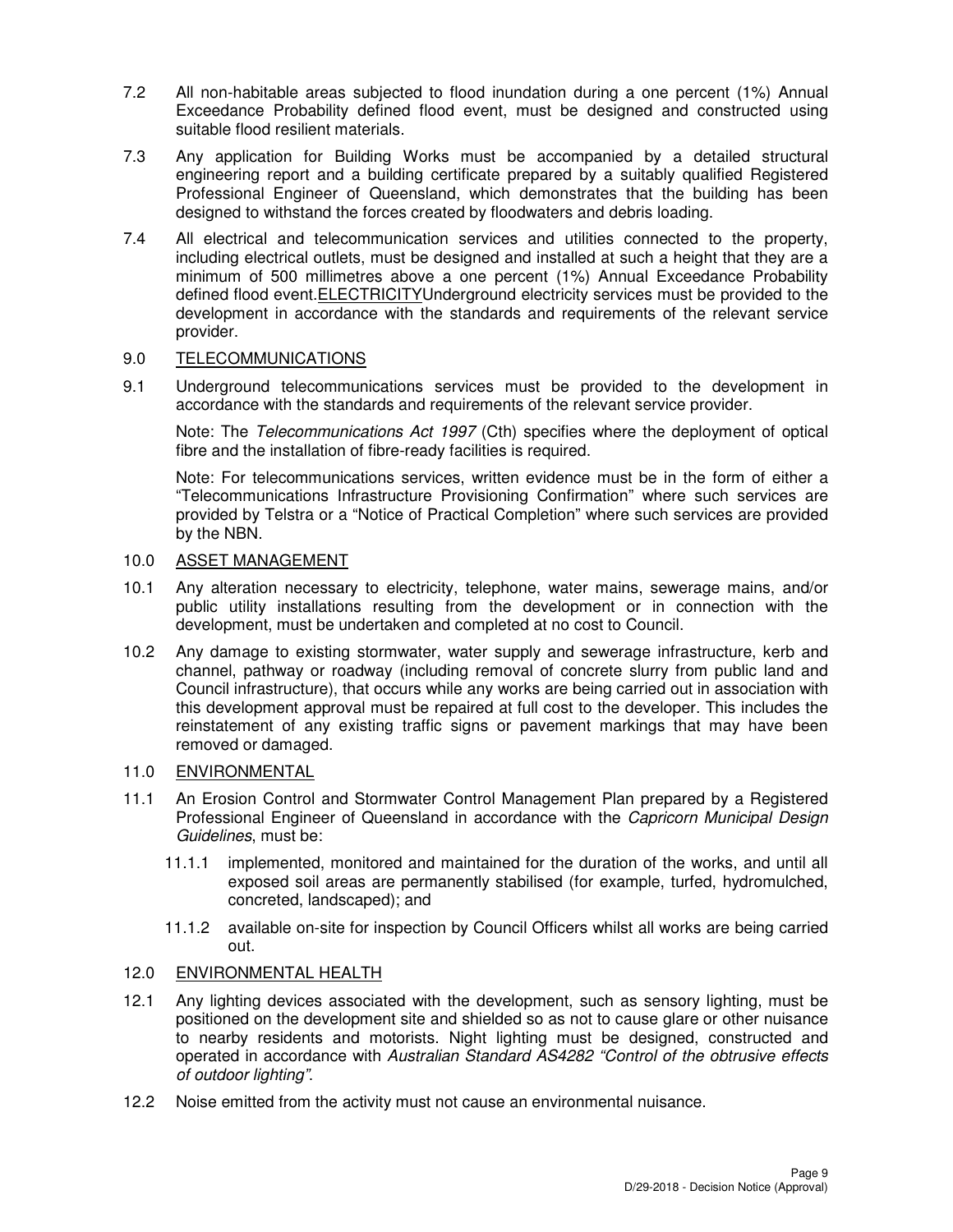7.2 All non-habitable areas subjected to flood inundation during a one percent (1%) Annual Exceedance Probability defined flood event, must be designed and constructed using suitable flood resilient materials.

7.3 Any application for Building Works must be accompanied by a detailed structural engineering report and a building certificate prepared by a suitably qualified Registered Professional Engineer of Queensland, which demonstrates that the building has been designed to withstand the forces created by floodwaters and debris loading.

7.4 All electrical and telecommunication services and utilities connected to the property, including electrical outlets, must be designed and installed at such a height that they are a minimum of 500 millimetres above a one percent (1%) Annual Exceedance Probability defined flood event.ELECTRICITYUnderground electricity services must be provided to the development in accordance with the standards and requirements of the relevant service provider.

9.0 TELECOMMUNICATIONS

9.1 Underground telecommunications services must be provided to the development in accordance with the standards and requirements of the relevant service provider.

Note: The *Telecommunications Act 1997* (Cth) specifies where the deployment of optical fibre and the installation of fibre-ready facilities is required.

Note: For telecommunications services, written evidence must be in the form of either a "Telecommunications Infrastructure Provisioning Confirmation" where such services are provided by Telstra or a "Notice of Practical Completion" where such services are provided by the NBN.

10.0 ASSET MANAGEMENT

10.1 Any alteration necessary to electricity, telephone, water mains, sewerage mains, and/or public utility installations resulting from the development or in connection with the development, must be undertaken and completed at no cost to Council.

10.2 Any damage to existing stormwater, water supply and sewerage infrastructure, kerb and channel, pathway or roadway (including removal of concrete slurry from public land and Council infrastructure), that occurs while any works are being carried out in association with this development approval must be repaired at full cost to the developer. This includes the reinstatement of any existing traffic signs or pavement markings that may have been removed or damaged.

11.0 ENVIRONMENTAL

11.1 An Erosion Control and Stormwater Control Management Plan prepared by a Registered Professional Engineer of Queensland in accordance with the *Capricorn Municipal Design Guidelines*, must be:

- 11.1.1 implemented, monitored and maintained for the duration of the works, and until all exposed soil areas are permanently stabilised (for example, turfed, hydromulched, concreted, landscaped); and
- 11.1.2 available on-site for inspection by Council Officers whilst all works are being carried out.

12.0 ENVIRONMENTAL HEALTH

12.1 Any lighting devices associated with the development, such as sensory lighting, must be positioned on the development site and shielded so as not to cause glare or other nuisance to nearby residents and motorists. Night lighting must be designed, constructed and operated in accordance with *Australian Standard AS4282 "Control of the obtrusive effects of outdoor lighting"*.

12.2 Noise emitted from the activity must not cause an environmental nuisance.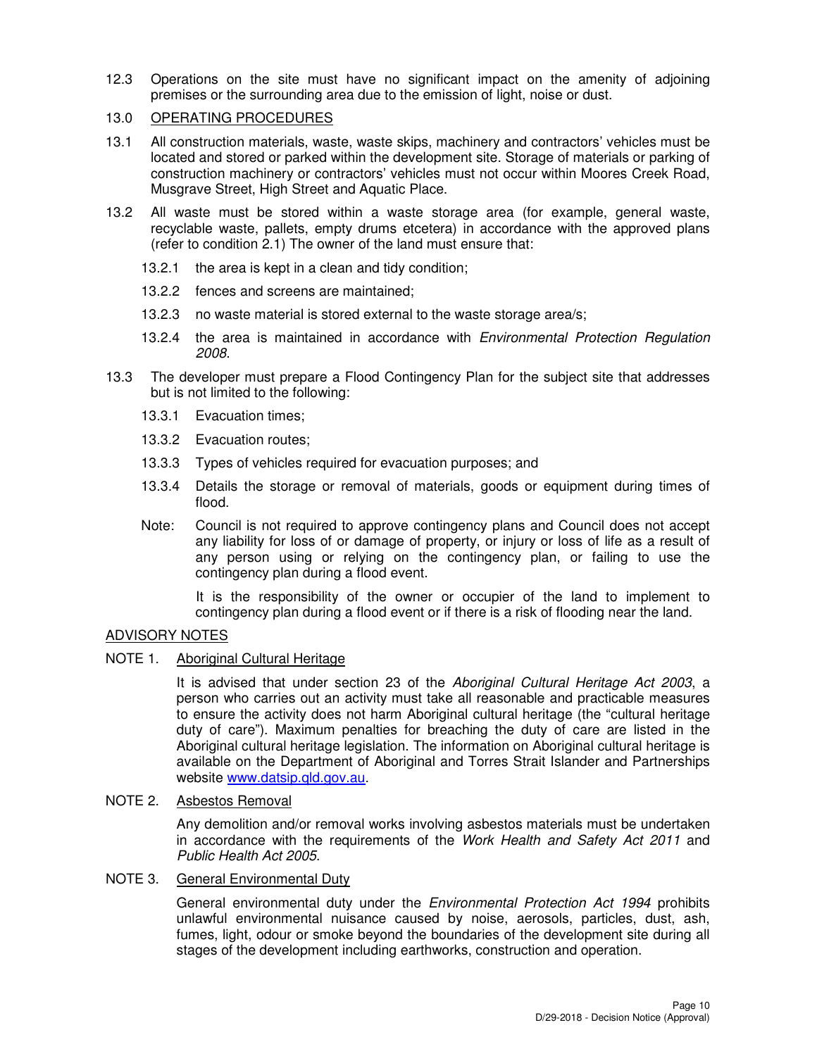12.3 Operations on the site must have no significant impact on the amenity of adjoining premises or the surrounding area due to the emission of light, noise or dust.

## 13.0 OPERATING PROCEDURES

13.1 All construction materials, waste, waste skips, machinery and contractors' vehicles must be located and stored or parked within the development site. Storage of materials or parking of construction machinery or contractors' vehicles must not occur within Moores Creek Road, Musgrave Street, High Street and Aquatic Place.

13.2 All waste must be stored within a waste storage area (for example, general waste, recyclable waste, pallets, empty drums etcetera) in accordance with the approved plans (refer to condition 2.1) The owner of the land must ensure that:

- 13.2.1 the area is kept in a clean and tidy condition;
- 13.2.2 fences and screens are maintained;
- 13.2.3 no waste material is stored external to the waste storage area/s;
- 13.2.4 the area is maintained in accordance with *Environmental Protection Regulation 2008*.

13.3 The developer must prepare a Flood Contingency Plan for the subject site that addresses but is not limited to the following:

- 13.3.1 Evacuation times;
- 13.3.2 Evacuation routes;
- 13.3.3 Types of vehicles required for evacuation purposes; and
- 13.3.4 Details the storage or removal of materials, goods or equipment during times of flood.

Note: Council is not required to approve contingency plans and Council does not accept any liability for loss of or damage of property, or injury or loss of life as a result of any person using or relying on the contingency plan, or failing to use the contingency plan during a flood event.

It is the responsibility of the owner or occupier of the land to implement to contingency plan during a flood event or if there is a risk of flooding near the land.

## ADVISORY NOTES

### NOTE 1. Aboriginal Cultural Heritage

It is advised that under section 23 of the *Aboriginal Cultural Heritage Act 2003*, a person who carries out an activity must take all reasonable and practicable measures to ensure the activity does not harm Aboriginal cultural heritage (the "cultural heritage duty of care"). Maximum penalties for breaching the duty of care are listed in the Aboriginal cultural heritage legislation. The information on Aboriginal cultural heritage is available on the Department of Aboriginal and Torres Strait Islander and Partnerships website www.datsip.qld.gov.au.

### NOTE 2. Asbestos Removal

Any demolition and/or removal works involving asbestos materials must be undertaken in accordance with the requirements of the *Work Health and Safety Act 2011* and *Public Health Act 2005*.

### NOTE 3. General Environmental Duty

General environmental duty under the *Environmental Protection Act 1994* prohibits unlawful environmental nuisance caused by noise, aerosols, particles, dust, ash, fumes, light, odour or smoke beyond the boundaries of the development site during all stages of the development including earthworks, construction and operation.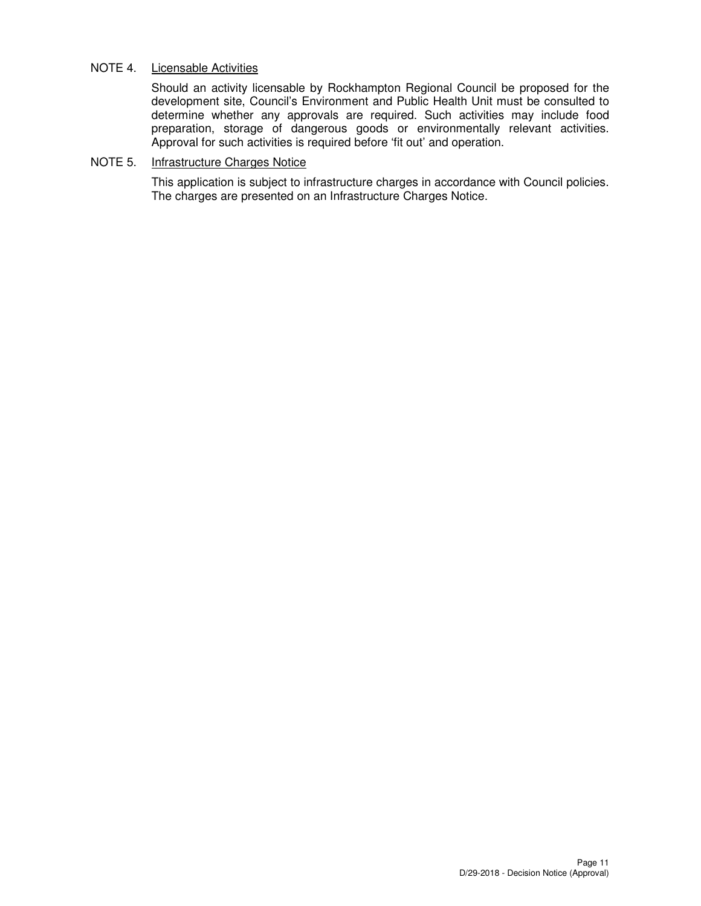NOTE 4. Licensable Activities

Should an activity licensable by Rockhampton Regional Council be proposed for the development site, Council's Environment and Public Health Unit must be consulted to determine whether any approvals are required. Such activities may include food preparation, storage of dangerous goods or environmentally relevant activities. Approval for such activities is required before 'fit out' and operation.

NOTE 5. Infrastructure Charges Notice

This application is subject to infrastructure charges in accordance with Council policies. The charges are presented on an Infrastructure Charges Notice.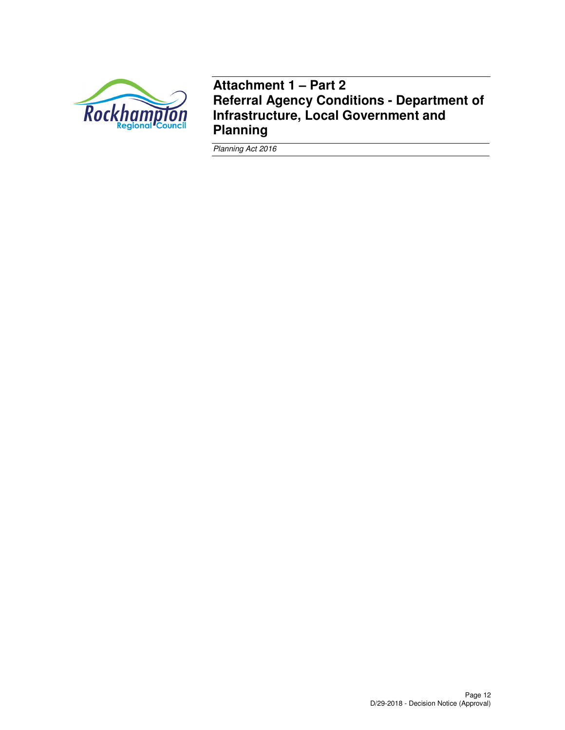# Attachment 1 – Part 2
# Referral Agency Conditions - Department of Infrastructure, Local Government and Planning

*Planning Act 2016*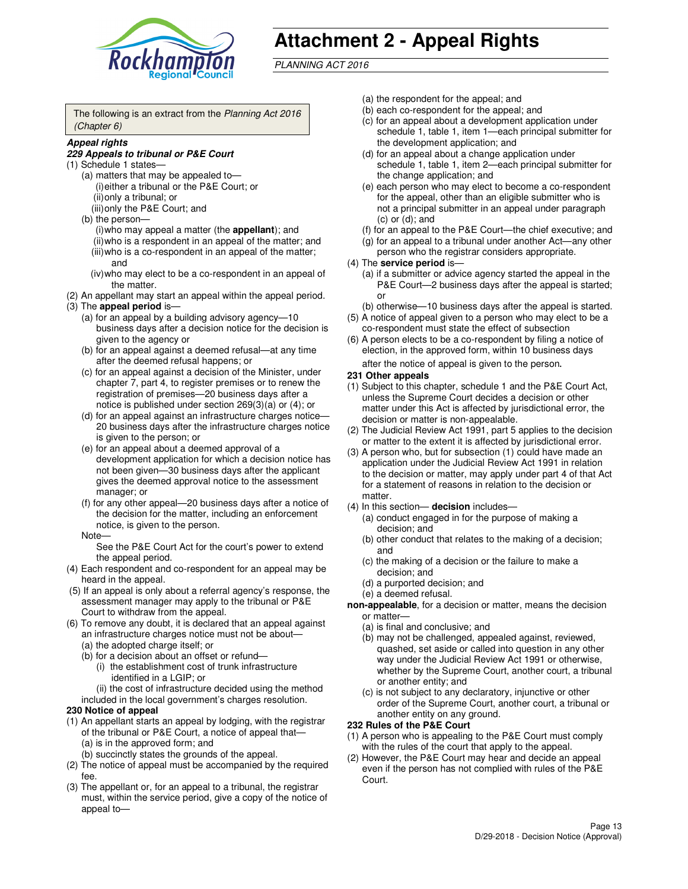# Attachment 2 - Appeal Rights

*PLANNING ACT 2016*

The following is an extract from the *Planning Act 2016 (Chapter 6)*

***Appeal rights***

***229 Appeals to tribunal or P&E Court***

(1) Schedule 1 states—
  (a) matters that may be appealed to—
    (i) either a tribunal or the P&E Court; or
    (ii) only a tribunal; or
    (iii) only the P&E Court; and
  (b) the person—
    (i) who may appeal a matter (the **appellant**); and
    (ii) who is a respondent in an appeal of the matter; and
    (iii) who is a co-respondent in an appeal of the matter; and
    (iv) who may elect to be a co-respondent in an appeal of the matter.

(2) An appellant may start an appeal within the appeal period.

(3) The **appeal period** is—
  (a) for an appeal by a building advisory agency—10 business days after a decision notice for the decision is given to the agency or
  (b) for an appeal against a deemed refusal—at any time after the deemed refusal happens; or
  (c) for an appeal against a decision of the Minister, under chapter 7, part 4, to register premises or to renew the registration of premises—20 business days after a notice is published under section 269(3)(a) or (4); or
  (d) for an appeal against an infrastructure charges notice—20 business days after the infrastructure charges notice is given to the person; or
  (e) for an appeal about a deemed approval of a development application for which a decision notice has not been given—30 business days after the applicant gives the deemed approval notice to the assessment manager; or
  (f) for any other appeal—20 business days after a notice of the decision for the matter, including an enforcement notice, is given to the person.

  Note—
  See the P&E Court Act for the court's power to extend the appeal period.

(4) Each respondent and co-respondent for an appeal may be heard in the appeal.

(5) If an appeal is only about a referral agency's response, the assessment manager may apply to the tribunal or P&E Court to withdraw from the appeal.

(6) To remove any doubt, it is declared that an appeal against an infrastructure charges notice must not be about—
  (a) the adopted charge itself; or
  (b) for a decision about an offset or refund—
    (i) the establishment cost of trunk infrastructure identified in a LGIP; or
    (ii) the cost of infrastructure decided using the method included in the local government's charges resolution.

**230 Notice of appeal**

(1) An appellant starts an appeal by lodging, with the registrar of the tribunal or P&E Court, a notice of appeal that—
  (a) is in the approved form; and
  (b) succinctly states the grounds of the appeal.

(2) The notice of appeal must be accompanied by the required fee.

(3) The appellant or, for an appeal to a tribunal, the registrar must, within the service period, give a copy of the notice of appeal to—
  (a) the respondent for the appeal; and
  (b) each co-respondent for the appeal; and
  (c) for an appeal about a development application under schedule 1, table 1, item 1—each principal submitter for the development application; and
  (d) for an appeal about a change application under schedule 1, table 1, item 2—each principal submitter for the change application; and
  (e) each person who may elect to become a co-respondent for the appeal, other than an eligible submitter who is not a principal submitter in an appeal under paragraph (c) or (d); and
  (f) for an appeal to the P&E Court—the chief executive; and
  (g) for an appeal to a tribunal under another Act—any other person who the registrar considers appropriate.

(4) The **service period** is—
  (a) if a submitter or advice agency started the appeal in the P&E Court—2 business days after the appeal is started; or
  (b) otherwise—10 business days after the appeal is started.

(5) A notice of appeal given to a person who may elect to be a co-respondent must state the effect of subsection

(6) A person elects to be a co-respondent by filing a notice of election, in the approved form, within 10 business days after the notice of appeal is given to the person.

**231 Other appeals**

(1) Subject to this chapter, schedule 1 and the P&E Court Act, unless the Supreme Court decides a decision or other matter under this Act is affected by jurisdictional error, the decision or matter is non-appealable.

(2) The Judicial Review Act 1991, part 5 applies to the decision or matter to the extent it is affected by jurisdictional error.

(3) A person who, but for subsection (1) could have made an application under the Judicial Review Act 1991 in relation to the decision or matter, may apply under part 4 of that Act for a statement of reasons in relation to the decision or matter.

(4) In this section— **decision** includes—
  (a) conduct engaged in for the purpose of making a decision; and
  (b) other conduct that relates to the making of a decision; and
  (c) the making of a decision or the failure to make a decision; and
  (d) a purported decision; and
  (e) a deemed refusal.

**non-appealable**, for a decision or matter, means the decision or matter—
  (a) is final and conclusive; and
  (b) may not be challenged, appealed against, reviewed, quashed, set aside or called into question in any other way under the Judicial Review Act 1991 or otherwise, whether by the Supreme Court, another court, a tribunal or another entity; and
  (c) is not subject to any declaratory, injunctive or other order of the Supreme Court, another court, a tribunal or another entity on any ground.

**232 Rules of the P&E Court**

(1) A person who is appealing to the P&E Court must comply with the rules of the court that apply to the appeal.

(2) However, the P&E Court may hear and decide an appeal even if the person has not complied with rules of the P&E Court.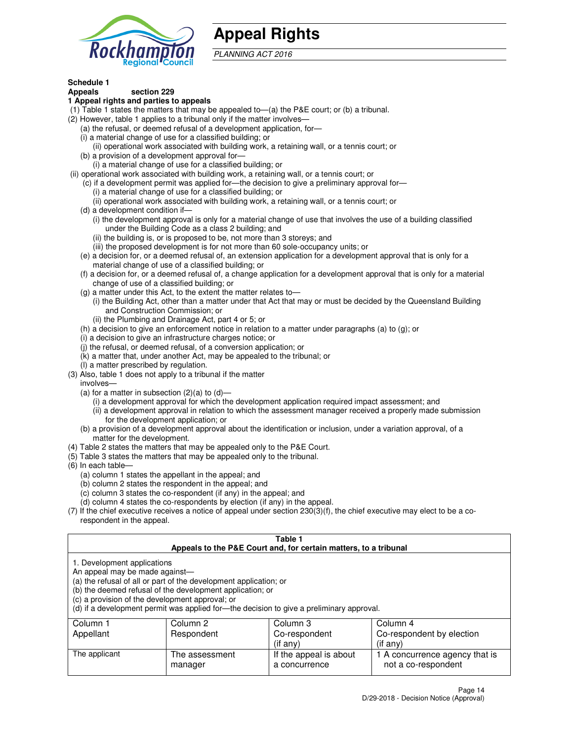# Appeal Rights

*PLANNING ACT 2016*

**Schedule 1**

**Appeals section 229**

**1 Appeal rights and parties to appeals**

(1) Table 1 states the matters that may be appealed to—(a) the P&E court; or (b) a tribunal.

(2) However, table 1 applies to a tribunal only if the matter involves—

(a) the refusal, or deemed refusal of a development application, for—

(i) a material change of use for a classified building; or

(ii) operational work associated with building work, a retaining wall, or a tennis court; or

(b) a provision of a development approval for—

(i) a material change of use for a classified building; or

(ii) operational work associated with building work, a retaining wall, or a tennis court; or

(c) if a development permit was applied for—the decision to give a preliminary approval for—

(i) a material change of use for a classified building; or

(ii) operational work associated with building work, a retaining wall, or a tennis court; or

(d) a development condition if—

(i) the development approval is only for a material change of use that involves the use of a building classified under the Building Code as a class 2 building; and

(ii) the building is, or is proposed to be, not more than 3 storeys; and

(iii) the proposed development is for not more than 60 sole-occupancy units; or

(e) a decision for, or a deemed refusal of, an extension application for a development approval that is only for a material change of use of a classified building; or

(f) a decision for, or a deemed refusal of, a change application for a development approval that is only for a material change of use of a classified building; or

(g) a matter under this Act, to the extent the matter relates to—

(i) the Building Act, other than a matter under that Act that may or must be decided by the Queensland Building and Construction Commission; or

(ii) the Plumbing and Drainage Act, part 4 or 5; or

(h) a decision to give an enforcement notice in relation to a matter under paragraphs (a) to (g); or

(i) a decision to give an infrastructure charges notice; or

(j) the refusal, or deemed refusal, of a conversion application; or

(k) a matter that, under another Act, may be appealed to the tribunal; or

(l) a matter prescribed by regulation.

(3) Also, table 1 does not apply to a tribunal if the matter involves—

(a) for a matter in subsection (2)(a) to (d)—

(i) a development approval for which the development application required impact assessment; and

(ii) a development approval in relation to which the assessment manager received a properly made submission for the development application; or

(b) a provision of a development approval about the identification or inclusion, under a variation approval, of a matter for the development.

(4) Table 2 states the matters that may be appealed only to the P&E Court.

(5) Table 3 states the matters that may be appealed only to the tribunal.

(6) In each table—

(a) column 1 states the appellant in the appeal; and

(b) column 2 states the respondent in the appeal; and

(c) column 3 states the co-respondent (if any) in the appeal; and

(d) column 4 states the co-respondents by election (if any) in the appeal.

(7) If the chief executive receives a notice of appeal under section 230(3)(f), the chief executive may elect to be a co-respondent in the appeal.

**Table 1**
**Appeals to the P&E Court and, for certain matters, to a tribunal**

1. Development applications
An appeal may be made against—
(a) the refusal of all or part of the development application; or
(b) the deemed refusal of the development application; or
(c) a provision of the development approval; or
(d) if a development permit was applied for—the decision to give a preliminary approval.

| Column 1<br>Appellant | Column 2<br>Respondent | Column 3<br>Co-respondent<br>(if any) | Column 4<br>Co-respondent by election<br>(if any) |
|---|---|---|---|
| The applicant | The assessment manager | If the appeal is about a concurrence | 1 A concurrence agency that is not a co-respondent |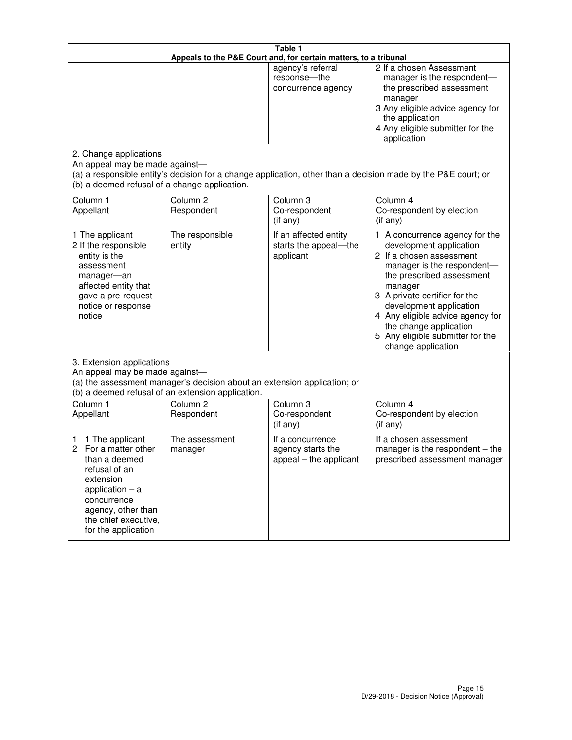**Table 1**
**Appeals to the P&E Court and, for certain matters, to a tribunal**

| | | | |
|---|---|---|---|
| | | agency's referral response—the concurrence agency | 2 If a chosen Assessment manager is the respondent—the prescribed assessment manager<br>3 Any eligible advice agency for the application<br>4 Any eligible submitter for the application |

2. Change applications
An appeal may be made against—
(a) a responsible entity's decision for a change application, other than a decision made by the P&E court; or
(b) a deemed refusal of a change application.

| Column 1<br>Appellant | Column 2<br>Respondent | Column 3<br>Co-respondent<br>(if any) | Column 4<br>Co-respondent by election<br>(if any) |
|---|---|---|---|
| 1 The applicant<br>2 If the responsible entity is the assessment manager—an affected entity that gave a pre-request notice or response notice | The responsible entity | If an affected entity starts the appeal—the applicant | 1 A concurrence agency for the development application<br>2 If a chosen assessment manager is the respondent—the prescribed assessment manager<br>3 A private certifier for the development application<br>4 Any eligible advice agency for the change application<br>5 Any eligible submitter for the change application |

3. Extension applications
An appeal may be made against—
(a) the assessment manager's decision about an extension application; or
(b) a deemed refusal of an extension application.

| Column 1<br>Appellant | Column 2<br>Respondent | Column 3<br>Co-respondent<br>(if any) | Column 4<br>Co-respondent by election<br>(if any) |
|---|---|---|---|
| 1 1 The applicant<br>2 For a matter other than a deemed refusal of an extension application – a concurrence agency, other than the chief executive, for the application | The assessment manager | If a concurrence agency starts the appeal – the applicant | If a chosen assessment manager is the respondent – the prescribed assessment manager |

D/29-2018 - Decision Notice (Approval)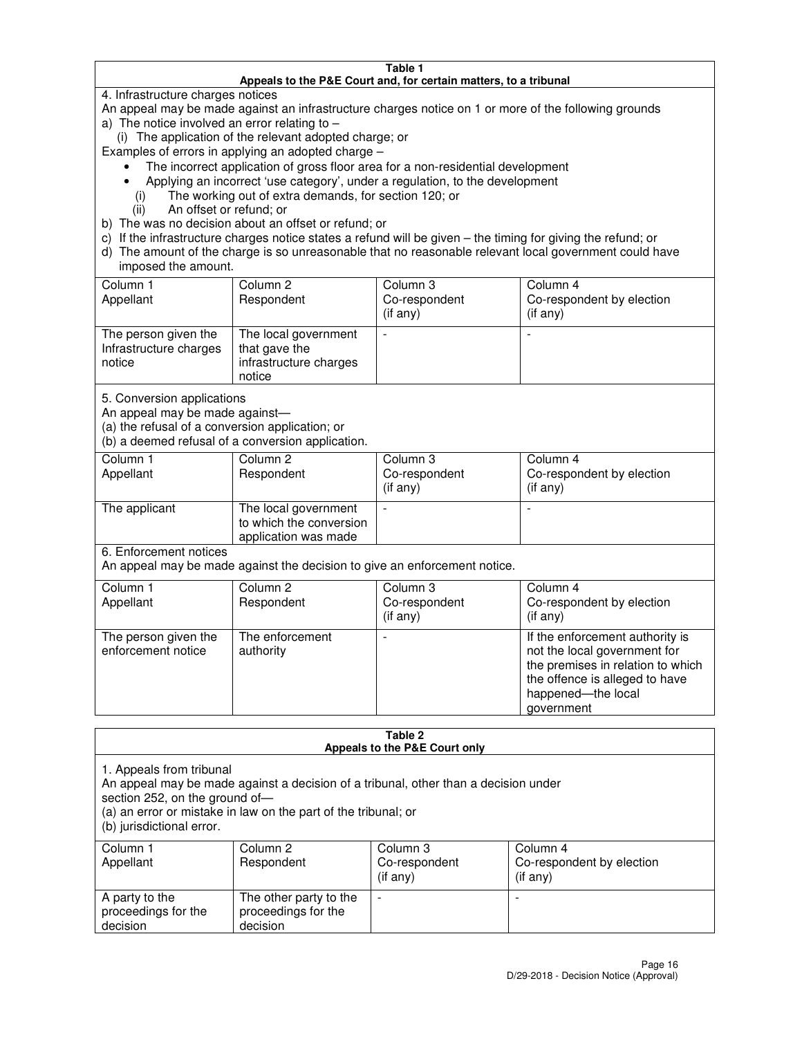**Table 1**
**Appeals to the P&E Court and, for certain matters, to a tribunal**

4. Infrastructure charges notices

An appeal may be made against an infrastructure charges notice on 1 or more of the following grounds

a) The notice involved an error relating to –
   (i) The application of the relevant adopted charge; or

Examples of errors in applying an adopted charge –

- The incorrect application of gross floor area for a non-residential development
- Applying an incorrect 'use category', under a regulation, to the development
   (i) The working out of extra demands, for section 120; or
   (ii) An offset or refund; or

b) The was no decision about an offset or refund; or

c) If the infrastructure charges notice states a refund will be given – the timing for giving the refund; or

d) The amount of the charge is so unreasonable that no reasonable relevant local government could have imposed the amount.

| Column 1 Appellant | Column 2 Respondent | Column 3 Co-respondent (if any) | Column 4 Co-respondent by election (if any) |
|---|---|---|---|
| The person given the Infrastructure charges notice | The local government that gave the infrastructure charges notice | - | - |

5. Conversion applications

An appeal may be made against—
(a) the refusal of a conversion application; or
(b) a deemed refusal of a conversion application.

| Column 1 Appellant | Column 2 Respondent | Column 3 Co-respondent (if any) | Column 4 Co-respondent by election (if any) |
|---|---|---|---|
| The applicant | The local government to which the conversion application was made | - | - |

6. Enforcement notices

An appeal may be made against the decision to give an enforcement notice.

| Column 1 Appellant | Column 2 Respondent | Column 3 Co-respondent (if any) | Column 4 Co-respondent by election (if any) |
|---|---|---|---|
| The person given the enforcement notice | The enforcement authority | - | If the enforcement authority is not the local government for the premises in relation to which the offence is alleged to have happened—the local government |

**Table 2**
**Appeals to the P&E Court only**

1. Appeals from tribunal

An appeal may be made against a decision of a tribunal, other than a decision under section 252, on the ground of—
(a) an error or mistake in law on the part of the tribunal; or
(b) jurisdictional error.

| Column 1 Appellant | Column 2 Respondent | Column 3 Co-respondent (if any) | Column 4 Co-respondent by election (if any) |
|---|---|---|---|
| A party to the proceedings for the decision | The other party to the proceedings for the decision | - | - |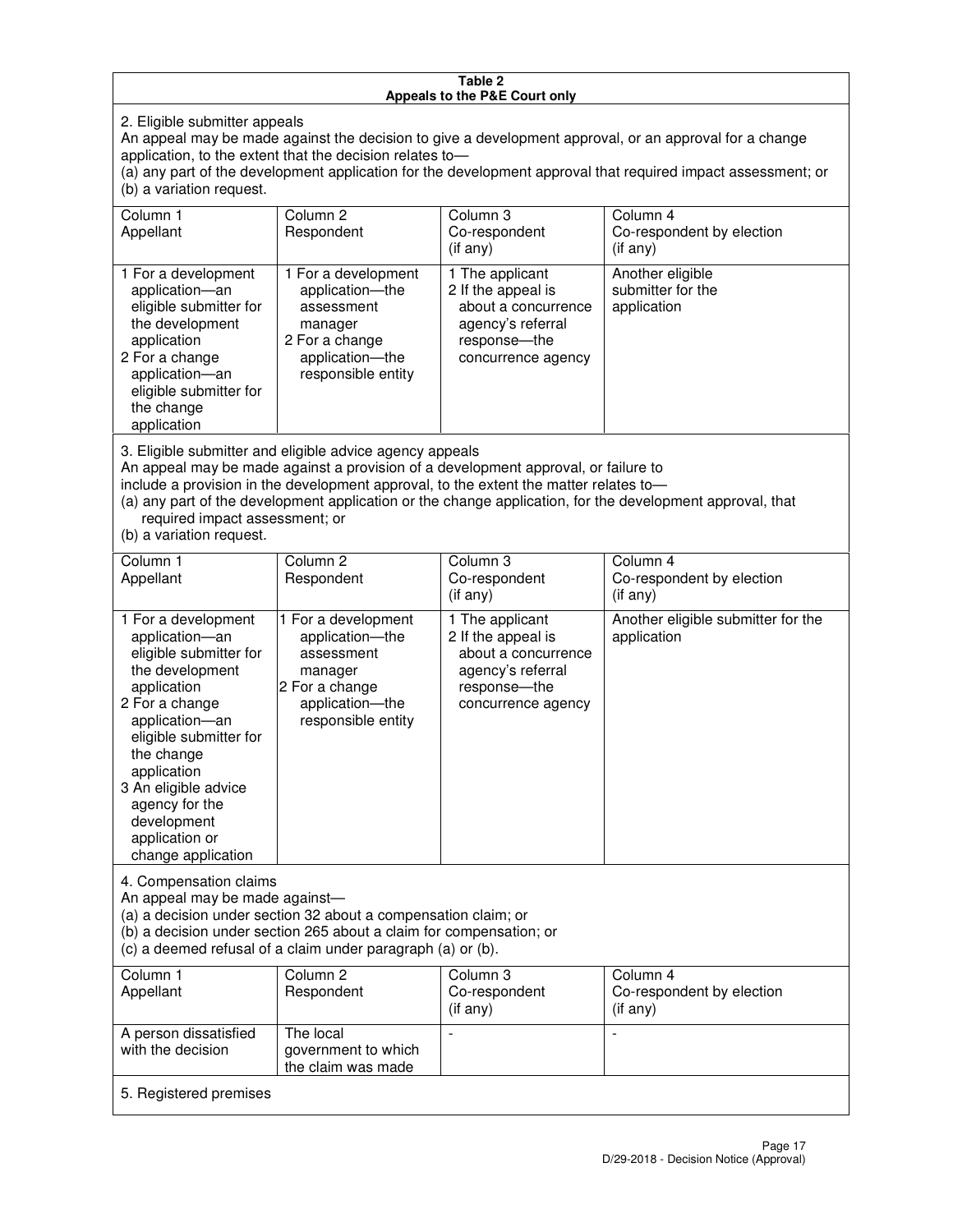**Table 2**
**Appeals to the P&E Court only**

2. Eligible submitter appeals

An appeal may be made against the decision to give a development approval, or an approval for a change application, to the extent that the decision relates to—

(a) any part of the development application for the development approval that required impact assessment; or

(b) a variation request.

| Column 1<br>Appellant | Column 2<br>Respondent | Column 3<br>Co-respondent<br>(if any) | Column 4<br>Co-respondent by election<br>(if any) |
|---|---|---|---|
| 1 For a development application—an eligible submitter for the development application<br>2 For a change application—an eligible submitter for the change application | 1 For a development application—the assessment manager<br>2 For a change application—the responsible entity | 1 The applicant<br>2 If the appeal is about a concurrence agency's referral response—the concurrence agency | Another eligible submitter for the application |

3. Eligible submitter and eligible advice agency appeals

An appeal may be made against a provision of a development approval, or failure to include a provision in the development approval, to the extent the matter relates to—

(a) any part of the development application or the change application, for the development approval, that required impact assessment; or

(b) a variation request.

| Column 1<br>Appellant | Column 2<br>Respondent | Column 3<br>Co-respondent<br>(if any) | Column 4<br>Co-respondent by election<br>(if any) |
|---|---|---|---|
| 1 For a development application—an eligible submitter for the development application<br>2 For a change application—an eligible submitter for the change application<br>3 An eligible advice agency for the development application or change application | 1 For a development application—the assessment manager<br>2 For a change application—the responsible entity | 1 The applicant<br>2 If the appeal is about a concurrence agency's referral response—the concurrence agency | Another eligible submitter for the application |

4. Compensation claims

An appeal may be made against—

(a) a decision under section 32 about a compensation claim; or

(b) a decision under section 265 about a claim for compensation; or

(c) a deemed refusal of a claim under paragraph (a) or (b).

| Column 1<br>Appellant | Column 2<br>Respondent | Column 3<br>Co-respondent<br>(if any) | Column 4<br>Co-respondent by election<br>(if any) |
|---|---|---|---|
| A person dissatisfied with the decision | The local government to which the claim was made | - | - |

5. Registered premises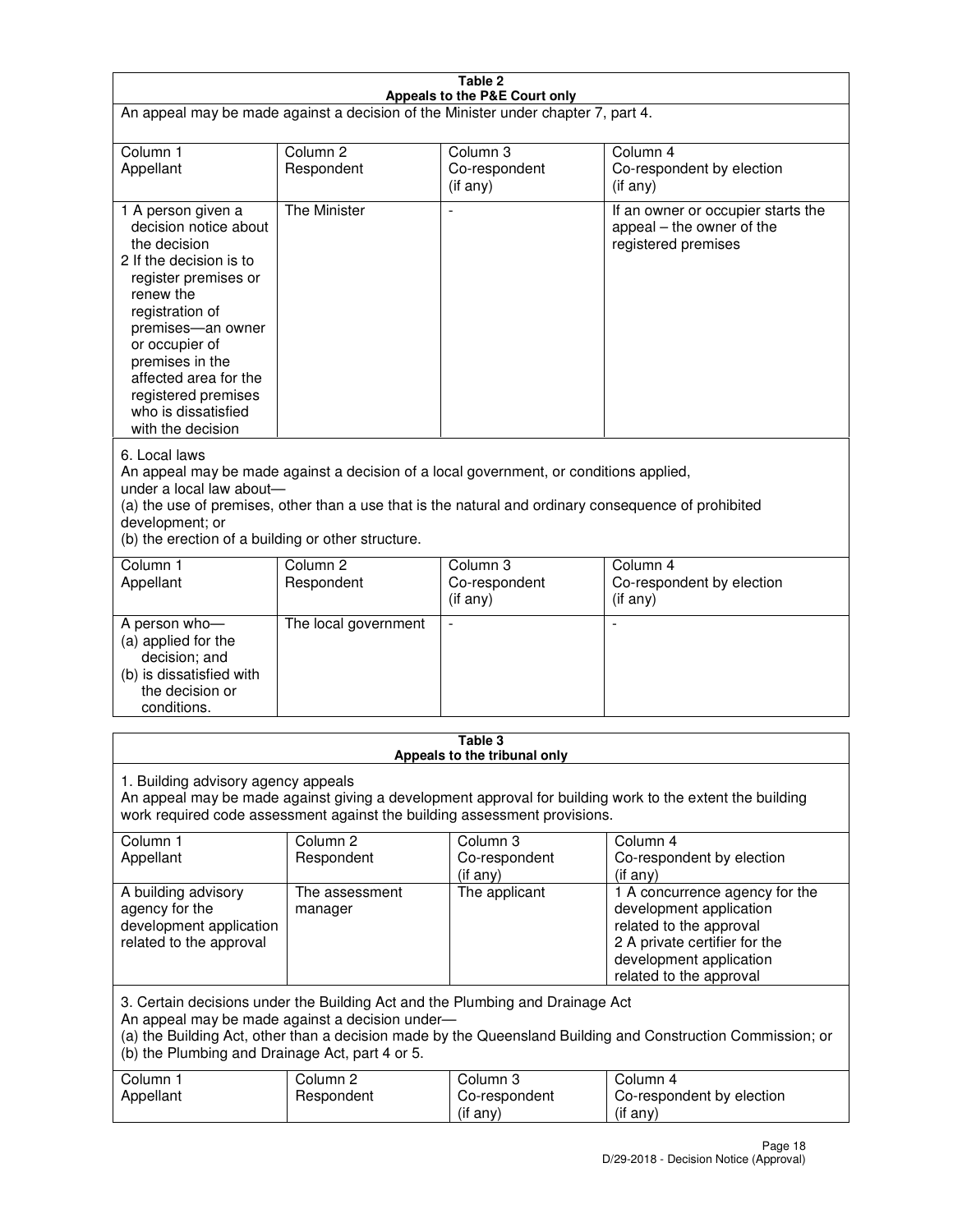**Table 2**
**Appeals to the P&E Court only**

An appeal may be made against a decision of the Minister under chapter 7, part 4.

| Column 1<br>Appellant | Column 2<br>Respondent | Column 3<br>Co-respondent<br>(if any) | Column 4<br>Co-respondent by election<br>(if any) |
|---|---|---|---|
| 1 A person given a decision notice about the decision<br>2 If the decision is to register premises or renew the registration of premises—an owner or occupier of premises in the affected area for the registered premises who is dissatisfied with the decision | The Minister | - | If an owner or occupier starts the appeal – the owner of the registered premises |

6. Local laws

An appeal may be made against a decision of a local government, or conditions applied, under a local law about—

(a) the use of premises, other than a use that is the natural and ordinary consequence of prohibited development; or

(b) the erection of a building or other structure.

| Column 1<br>Appellant | Column 2<br>Respondent | Column 3<br>Co-respondent<br>(if any) | Column 4<br>Co-respondent by election<br>(if any) |
|---|---|---|---|
| A person who—<br>(a) applied for the decision; and<br>(b) is dissatisfied with the decision or conditions. | The local government | - | - |

**Table 3**
**Appeals to the tribunal only**

1. Building advisory agency appeals

An appeal may be made against giving a development approval for building work to the extent the building work required code assessment against the building assessment provisions.

| Column 1<br>Appellant | Column 2<br>Respondent | Column 3<br>Co-respondent<br>(if any) | Column 4<br>Co-respondent by election<br>(if any) |
|---|---|---|---|
| A building advisory agency for the development application related to the approval | The assessment manager | The applicant | 1 A concurrence agency for the development application related to the approval<br>2 A private certifier for the development application related to the approval |

3. Certain decisions under the Building Act and the Plumbing and Drainage Act

An appeal may be made against a decision under—

(a) the Building Act, other than a decision made by the Queensland Building and Construction Commission; or

(b) the Plumbing and Drainage Act, part 4 or 5.

| Column 1<br>Appellant | Column 2<br>Respondent | Column 3<br>Co-respondent<br>(if any) | Column 4<br>Co-respondent by election<br>(if any) |
|---|---|---|---|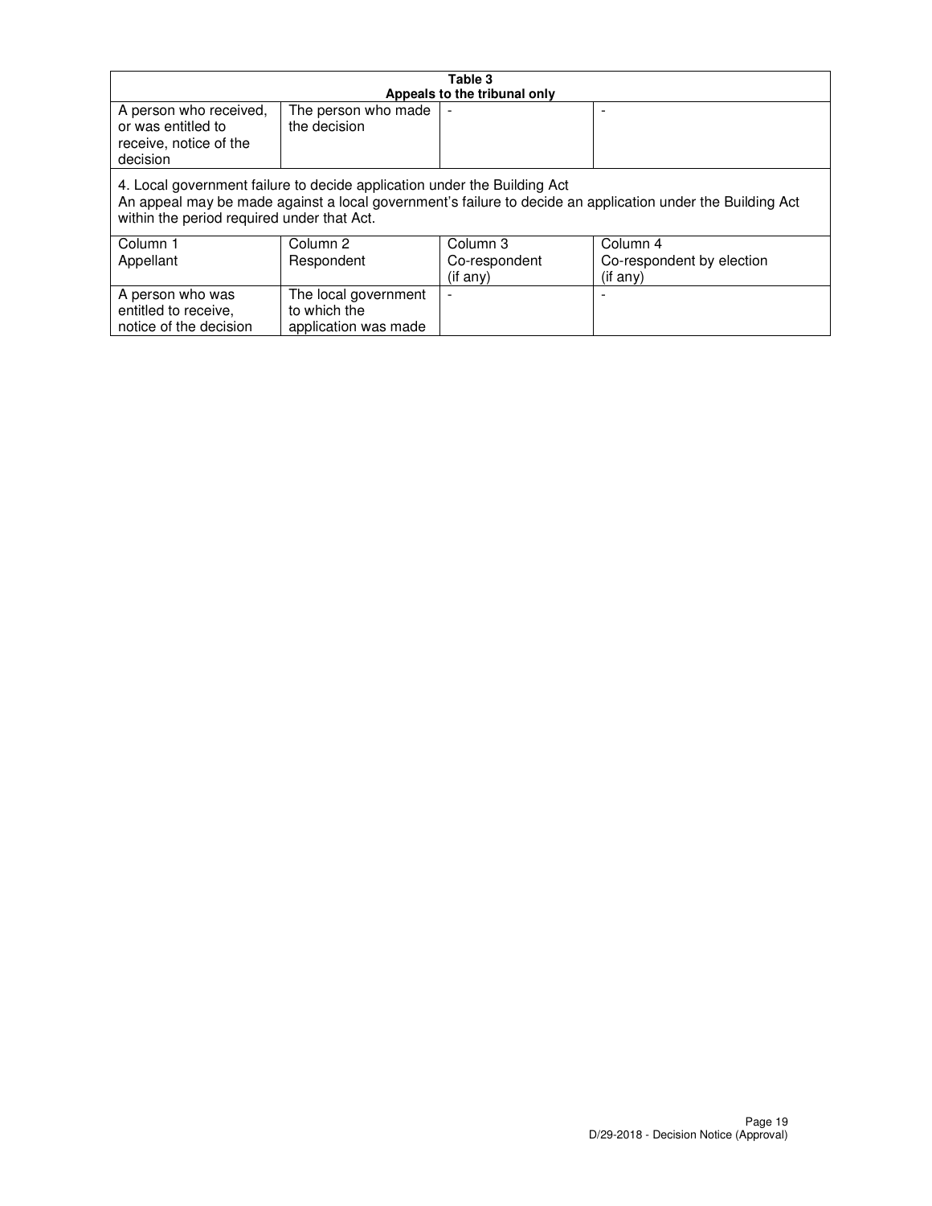| Table 3<br>Appeals to the tribunal only | | | |
|---|---|---|---|
| A person who received, or was entitled to receive, notice of the decision | The person who made the decision | - | - |

4. Local government failure to decide application under the Building Act
An appeal may be made against a local government's failure to decide an application under the Building Act within the period required under that Act.

| Column 1<br>Appellant | Column 2<br>Respondent | Column 3<br>Co-respondent<br>(if any) | Column 4<br>Co-respondent by election<br>(if any) |
|---|---|---|---|
| A person who was entitled to receive, notice of the decision | The local government to which the application was made | - | - |